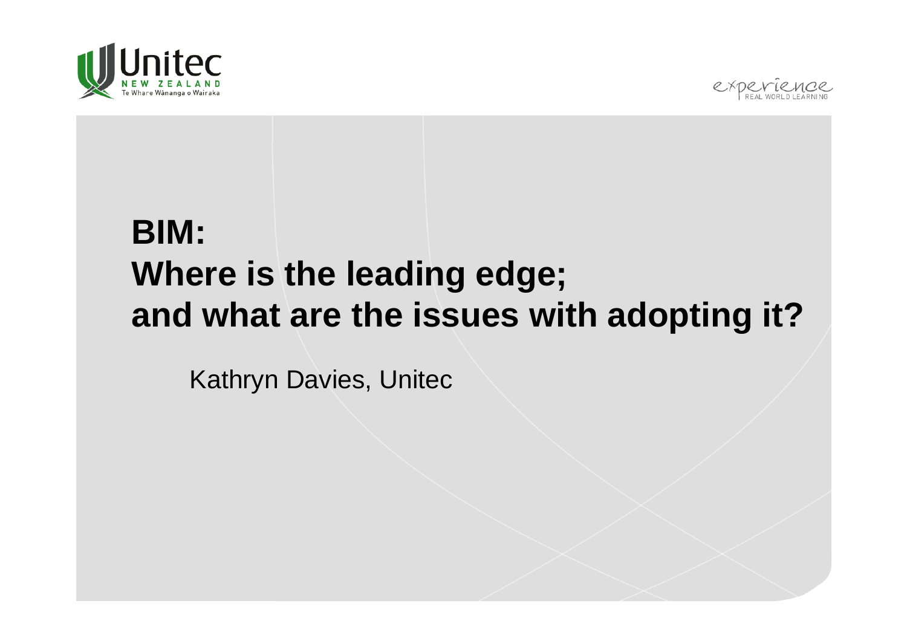# BIM:
# Where is the leading edge;
# and what are the issues with adopting it?

Kathryn Davies, Unitec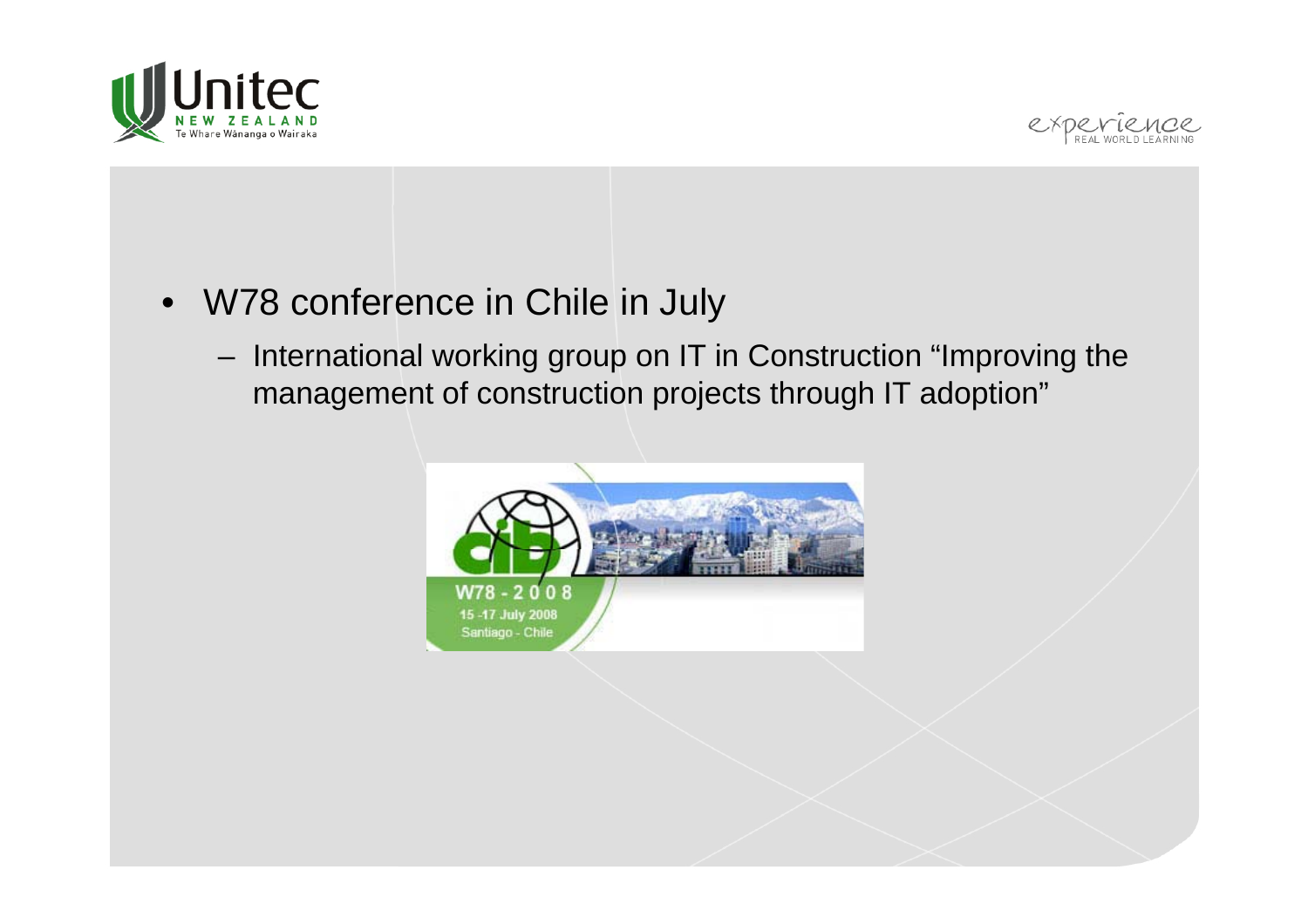- W78 conference in Chile in July
  - International working group on IT in Construction “Improving the management of construction projects through IT adoption”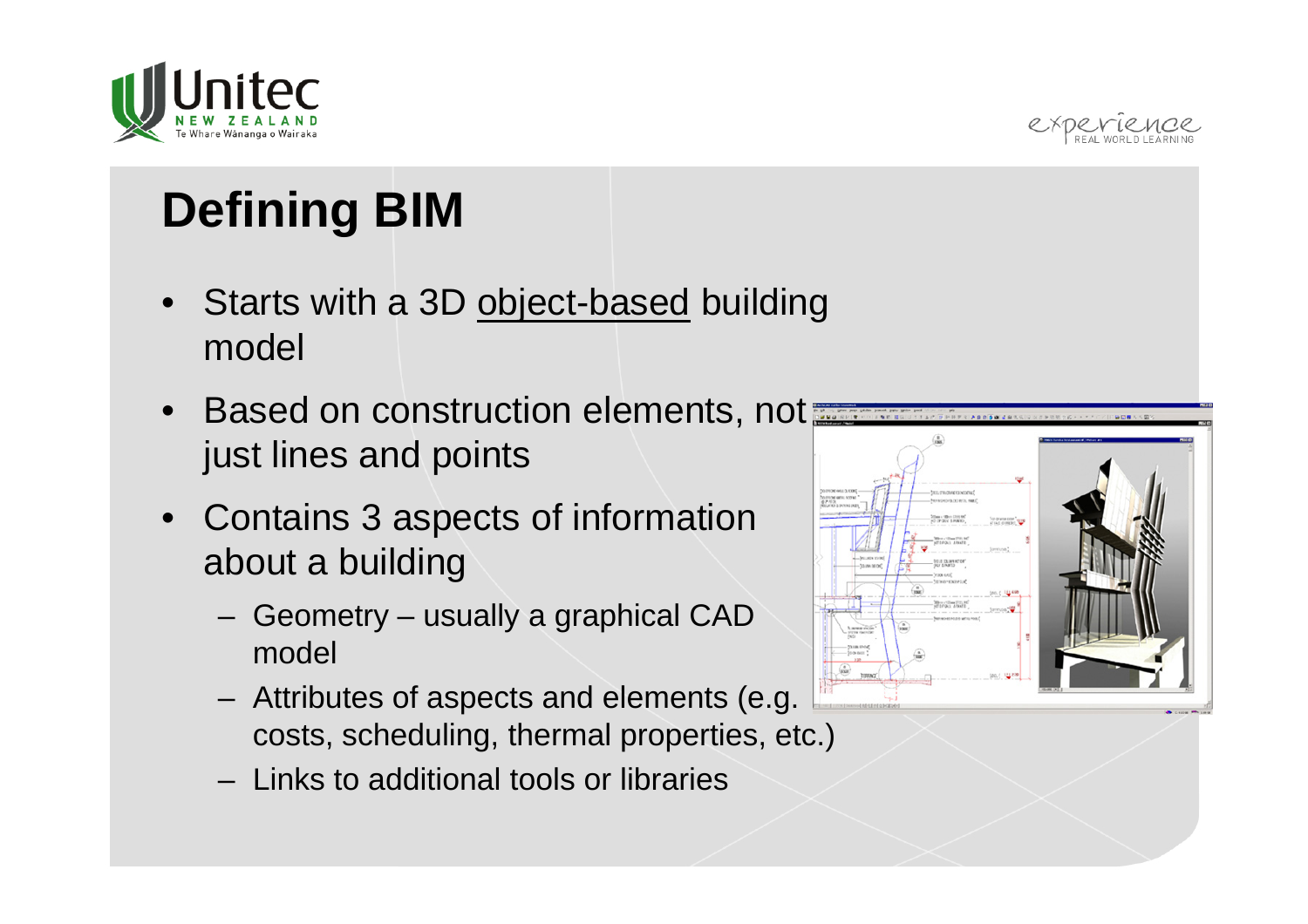# Defining BIM

- Starts with a 3D object-based building model
- Based on construction elements, not just lines and points
- Contains 3 aspects of information about a building
  - Geometry – usually a graphical CAD model
  - Attributes of aspects and elements (e.g. costs, scheduling, thermal properties, etc.)
  - Links to additional tools or libraries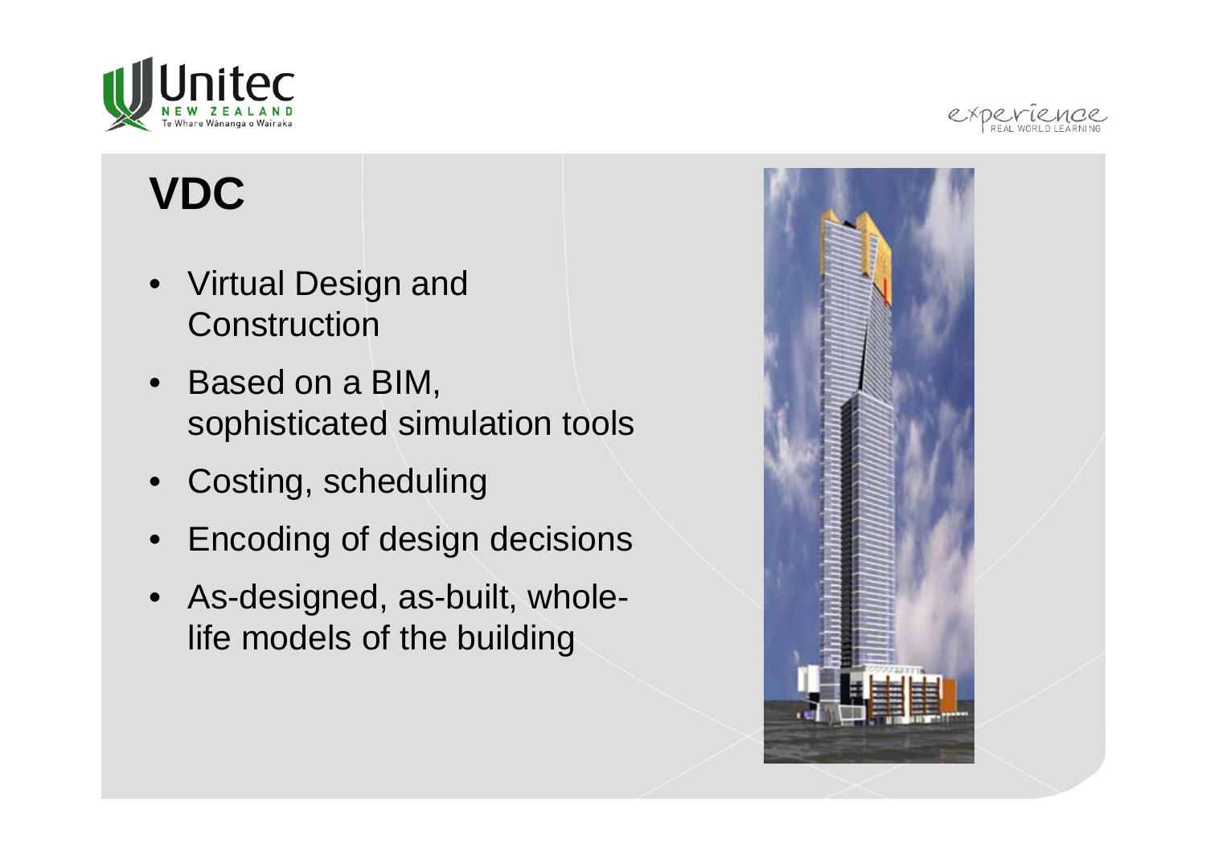# VDC

- Virtual Design and Construction
- Based on a BIM, sophisticated simulation tools
- Costing, scheduling
- Encoding of design decisions
- As-designed, as-built, whole-life models of the building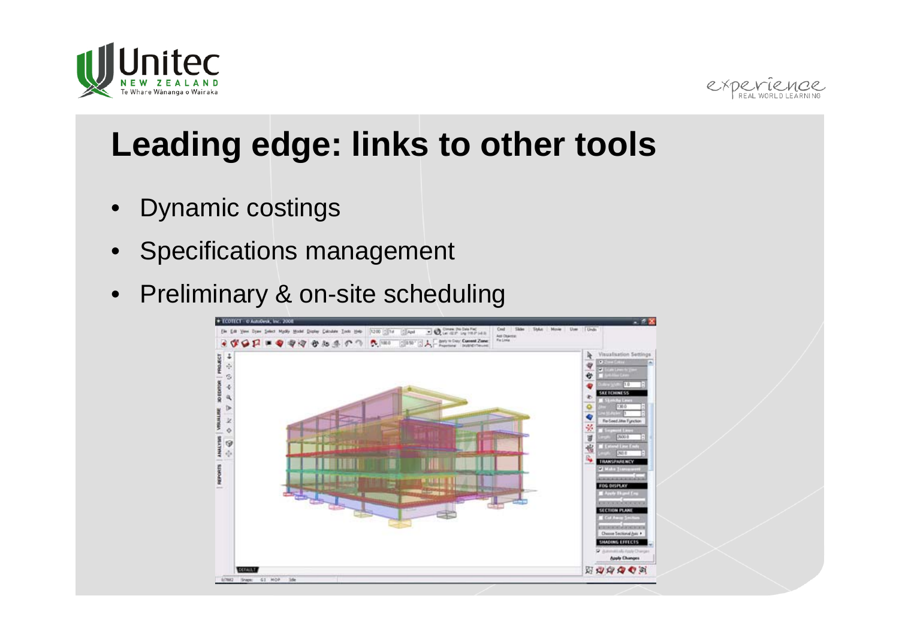# Leading edge: links to other tools

- Dynamic costings
- Specifications management
- Preliminary & on-site scheduling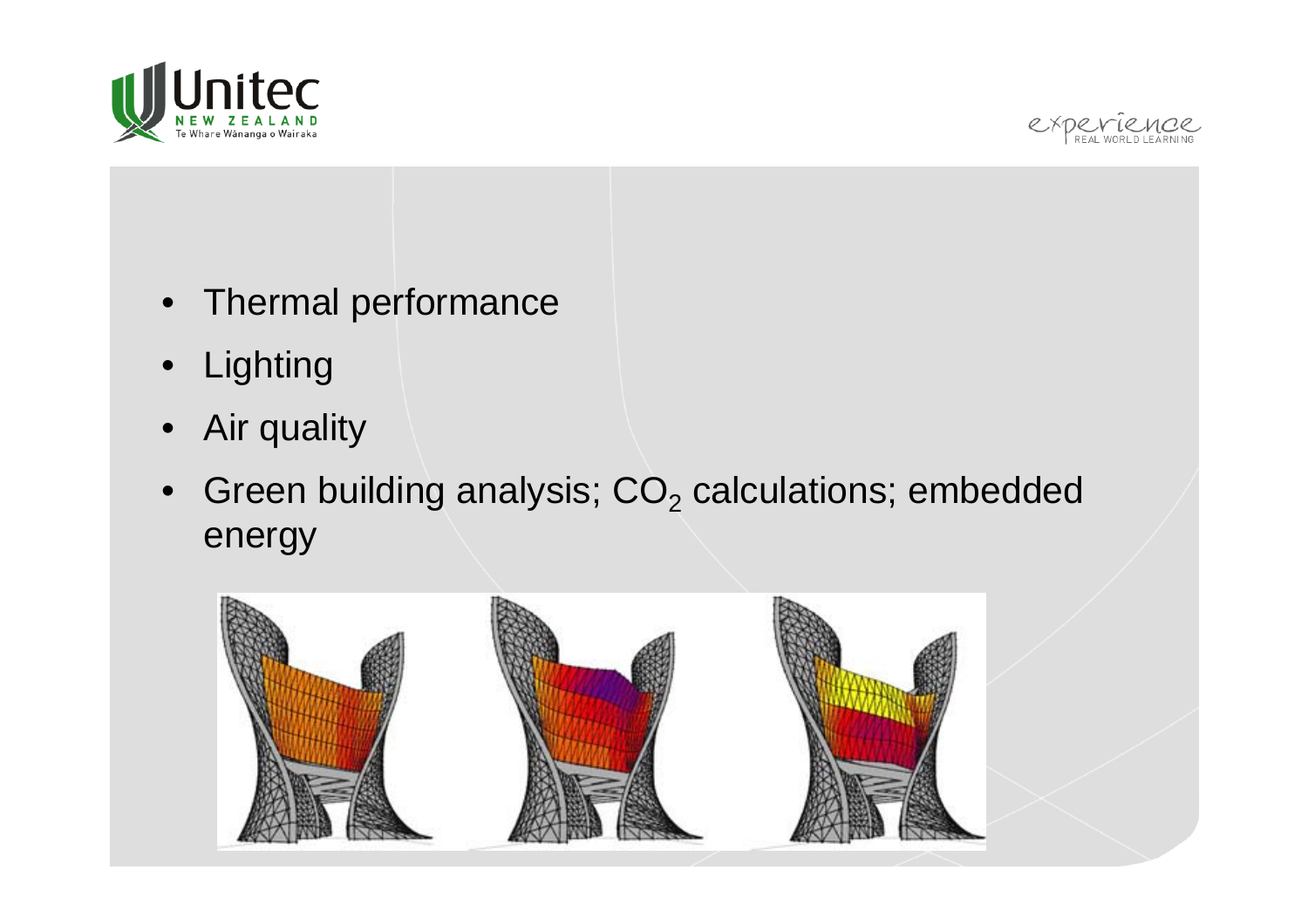- Thermal performance
- Lighting
- Air quality
- Green building analysis; $CO_2$ calculations; embedded energy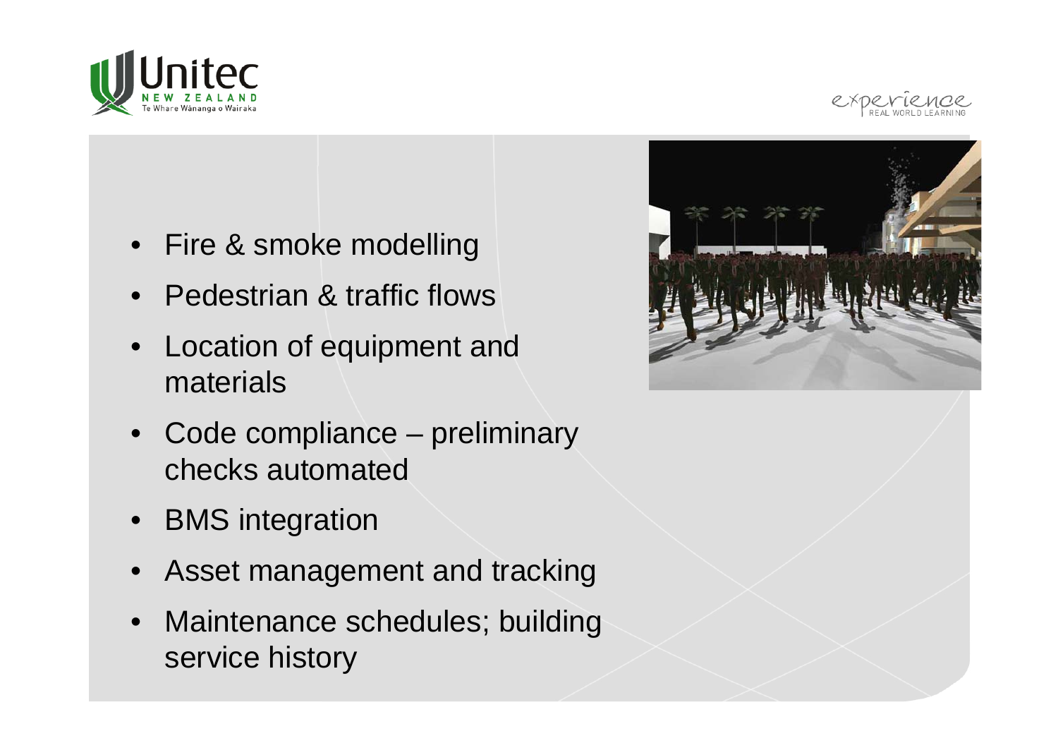- Fire & smoke modelling
- Pedestrian & traffic flows
- Location of equipment and materials
- Code compliance – preliminary checks automated
- BMS integration
- Asset management and tracking
- Maintenance schedules; building service history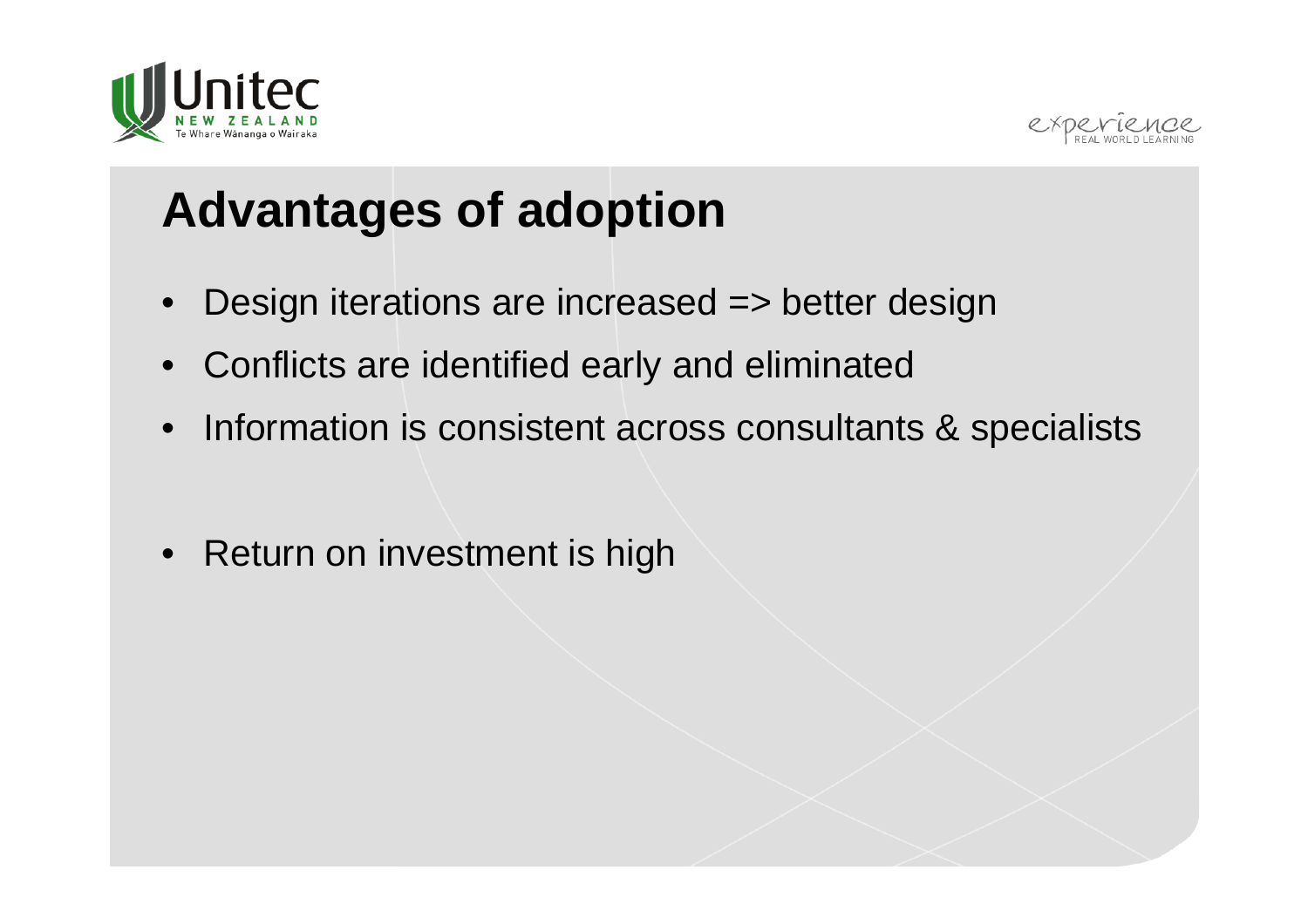# Advantages of adoption

- Design iterations are increased => better design
- Conflicts are identified early and eliminated
- Information is consistent across consultants & specialists

- Return on investment is high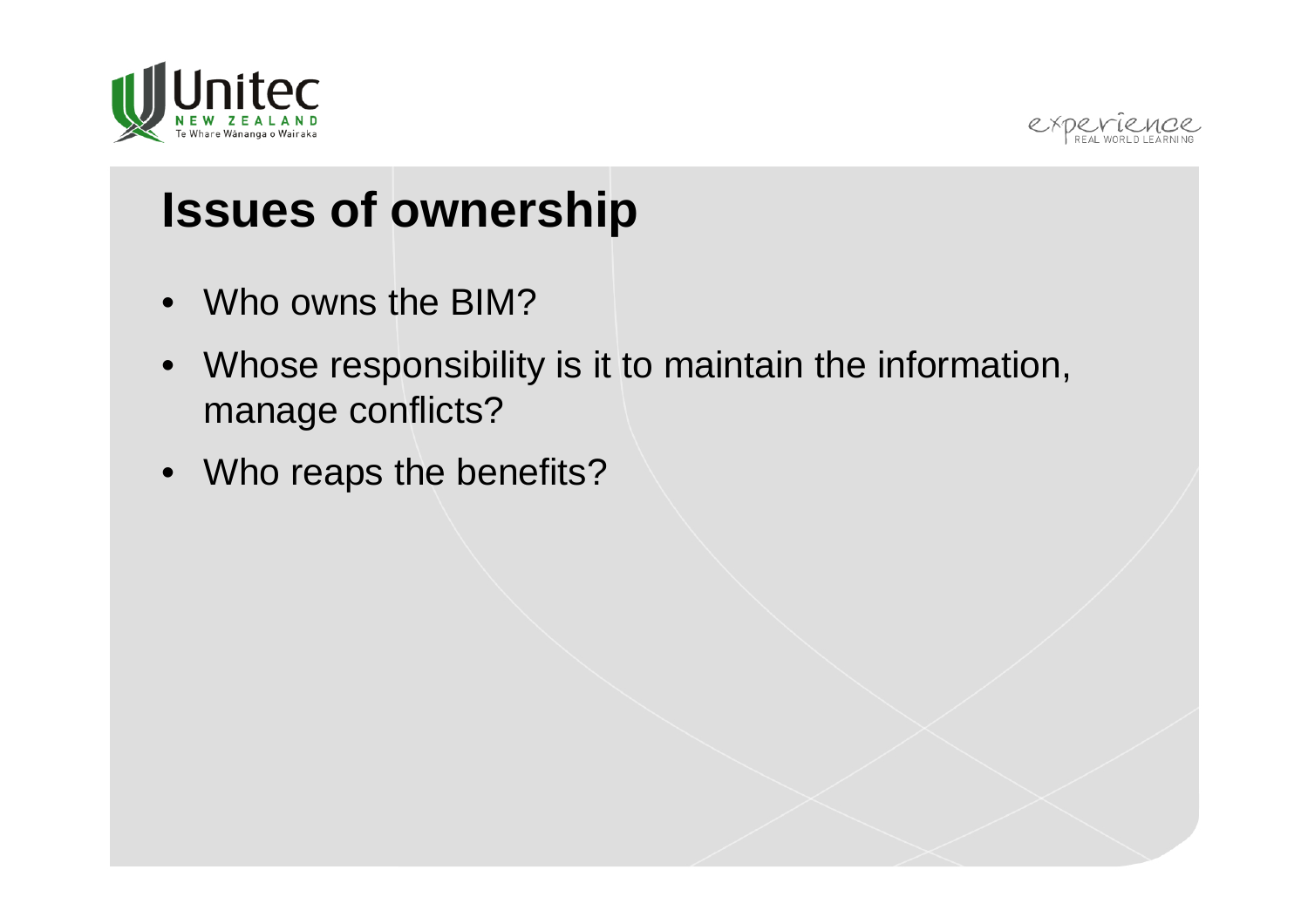# Issues of ownership

- Who owns the BIM?
- Whose responsibility is it to maintain the information, manage conflicts?
- Who reaps the benefits?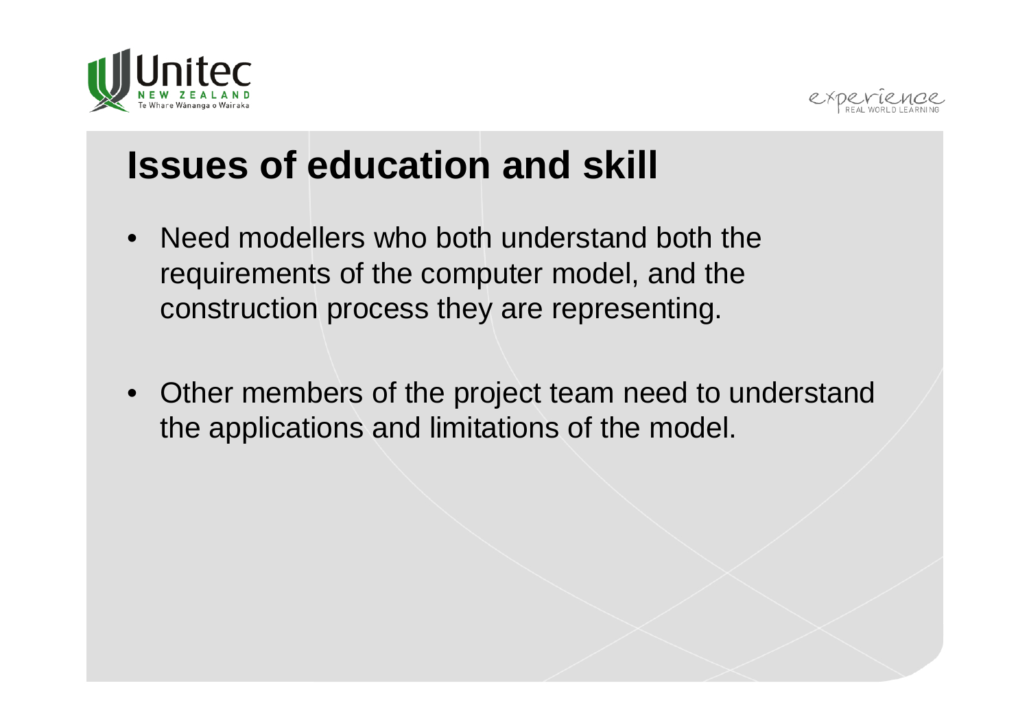# Issues of education and skill

- Need modellers who both understand both the requirements of the computer model, and the construction process they are representing.
- Other members of the project team need to understand the applications and limitations of the model.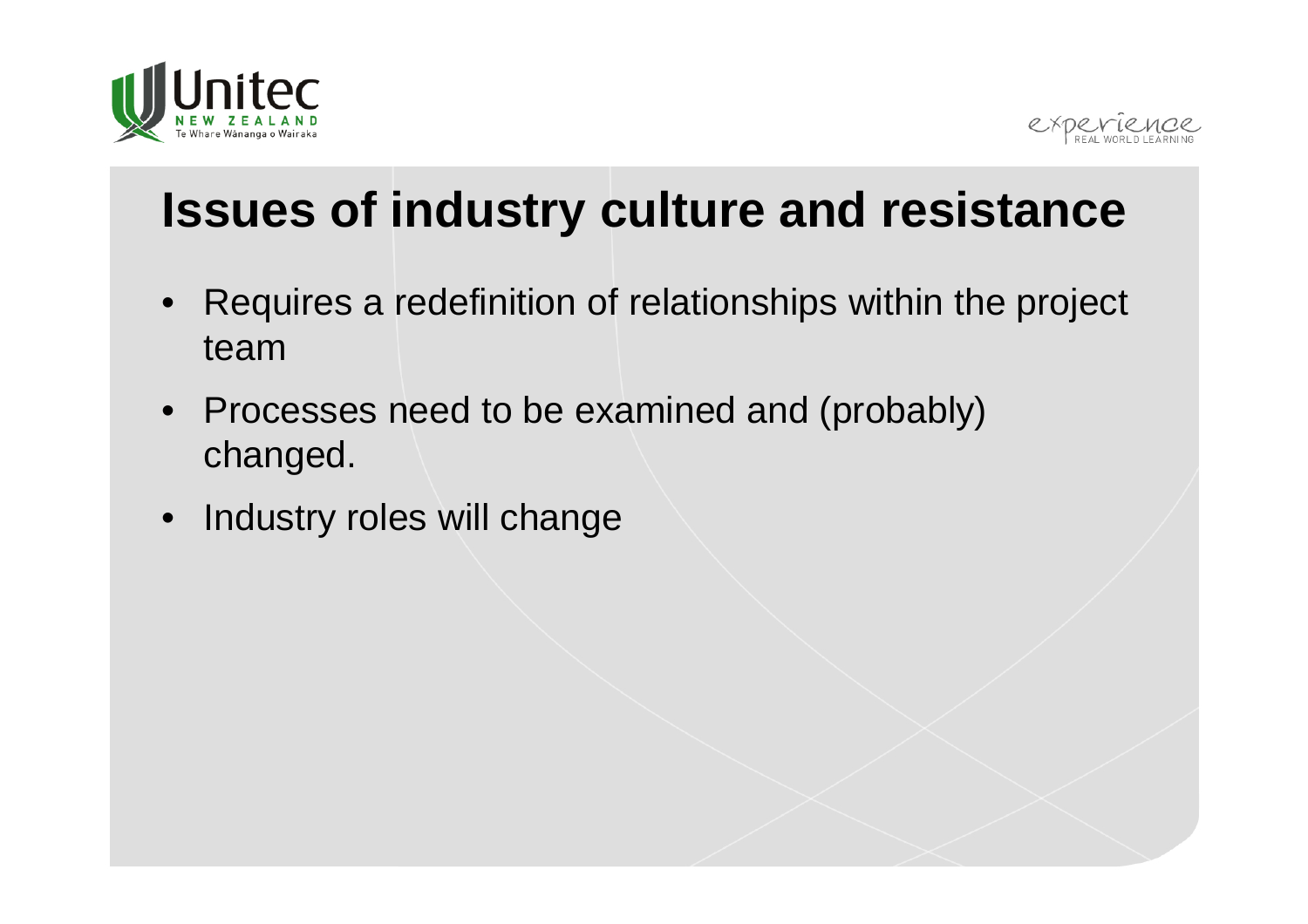# Issues of industry culture and resistance

- Requires a redefinition of relationships within the project team
- Processes need to be examined and (probably) changed.
- Industry roles will change